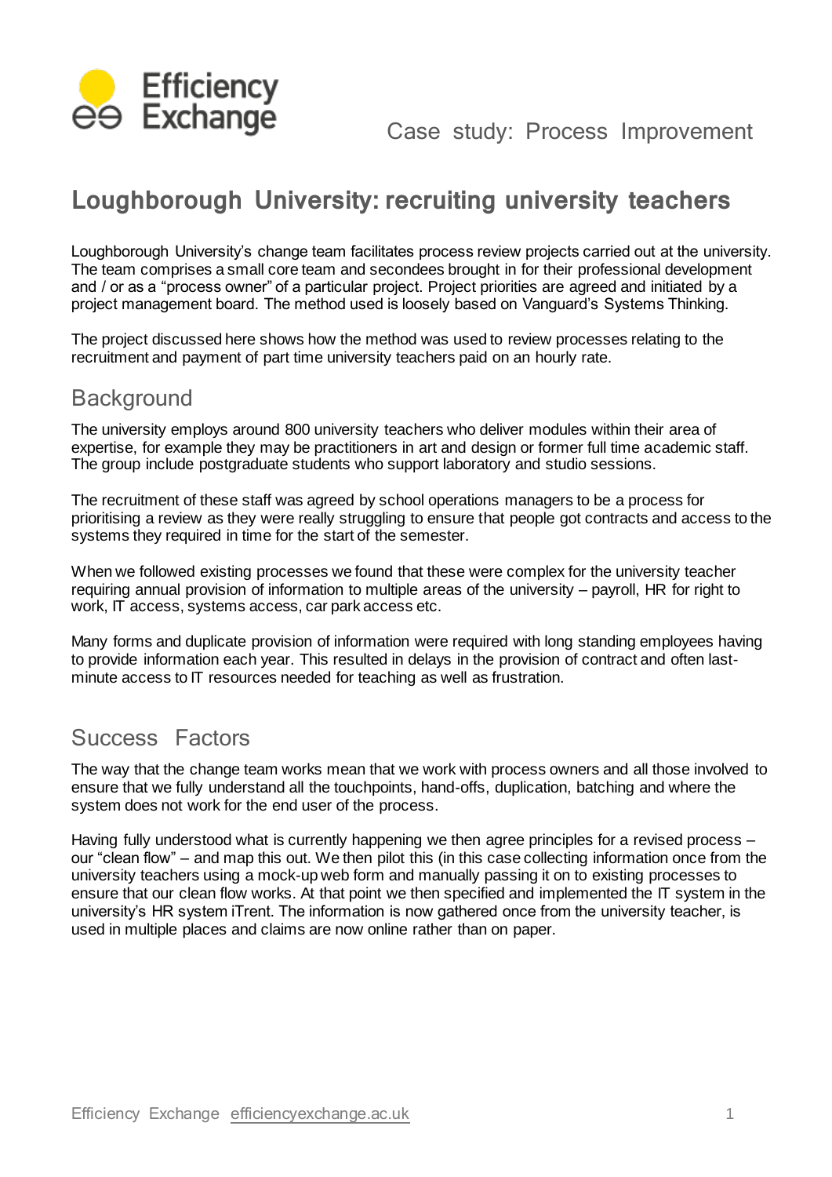Case study: Process Improvement

# Loughborough University: recruiting university teachers

Loughborough University's change team facilitates process review projects carried out at the university. The team comprises a small core team and secondees brought in for their professional development and / or as a "process owner" of a particular project. Project priorities are agreed and initiated by a project management board. The method used is loosely based on Vanguard's Systems Thinking.

The project discussed here shows how the method was used to review processes relating to the recruitment and payment of part time university teachers paid on an hourly rate.

## Background

The university employs around 800 university teachers who deliver modules within their area of expertise, for example they may be practitioners in art and design or former full time academic staff. The group include postgraduate students who support laboratory and studio sessions.

The recruitment of these staff was agreed by school operations managers to be a process for prioritising a review as they were really struggling to ensure that people got contracts and access to the systems they required in time for the start of the semester.

When we followed existing processes we found that these were complex for the university teacher requiring annual provision of information to multiple areas of the university – payroll, HR for right to work, IT access, systems access, car park access etc.

Many forms and duplicate provision of information were required with long standing employees having to provide information each year. This resulted in delays in the provision of contract and often last-minute access to IT resources needed for teaching as well as frustration.

## Success Factors

The way that the change team works mean that we work with process owners and all those involved to ensure that we fully understand all the touchpoints, hand-offs, duplication, batching and where the system does not work for the end user of the process.

Having fully understood what is currently happening we then agree principles for a revised process – our "clean flow" – and map this out. We then pilot this (in this case collecting information once from the university teachers using a mock-up web form and manually passing it on to existing processes to ensure that our clean flow works. At that point we then specified and implemented the IT system in the university's HR system iTrent. The information is now gathered once from the university teacher, is used in multiple places and claims are now online rather than on paper.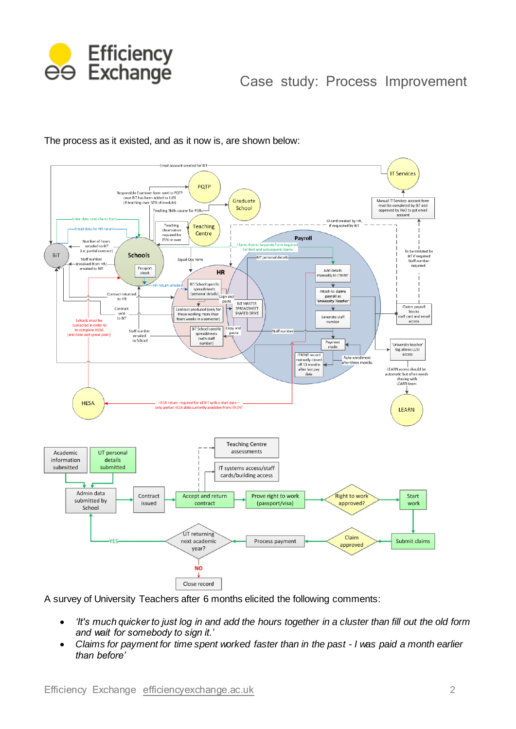The process as it existed, and as it now is, are shown below:

A survey of University Teachers after 6 months elicited the following comments:

- *'It's much quicker to just log in and add the hours together in a cluster than fill out the old form and wait for somebody to sign it.'*
- *Claims for payment for time spent worked faster than in the past - I was paid a month earlier than before'*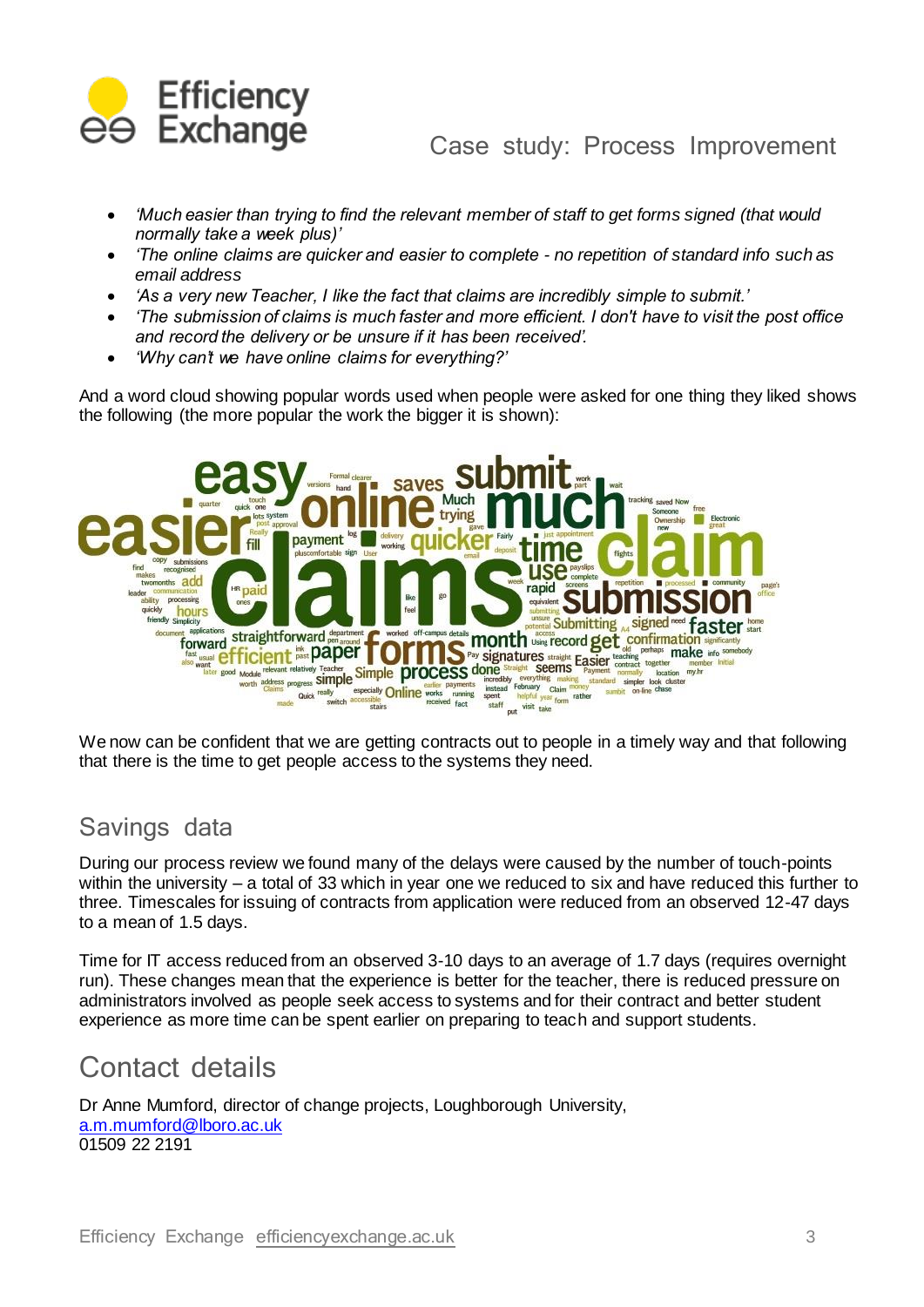- *'Much easier than trying to find the relevant member of staff to get forms signed (that would normally take a week plus)'*
- *'The online claims are quicker and easier to complete - no repetition of standard info such as email address*
- *'As a very new Teacher, I like the fact that claims are incredibly simple to submit.'*
- *'The submission of claims is much faster and more efficient. I don't have to visit the post office and record the delivery or be unsure if it has been received'.*
- *'Why can't we have online claims for everything?'*

And a word cloud showing popular words used when people were asked for one thing they liked shows the following (the more popular the work the bigger it is shown):

We now can be confident that we are getting contracts out to people in a timely way and that following that there is the time to get people access to the systems they need.

## Savings data

During our process review we found many of the delays were caused by the number of touch-points within the university – a total of 33 which in year one we reduced to six and have reduced this further to three. Timescales for issuing of contracts from application were reduced from an observed 12-47 days to a mean of 1.5 days.

Time for IT access reduced from an observed 3-10 days to an average of 1.7 days (requires overnight run). These changes mean that the experience is better for the teacher, there is reduced pressure on administrators involved as people seek access to systems and for their contract and better student experience as more time can be spent earlier on preparing to teach and support students.

## Contact details

Dr Anne Mumford, director of change projects, Loughborough University,
[a.m.mumford@lboro.ac.uk](mailto:a.m.mumford@lboro.ac.uk)
01509 22 2191